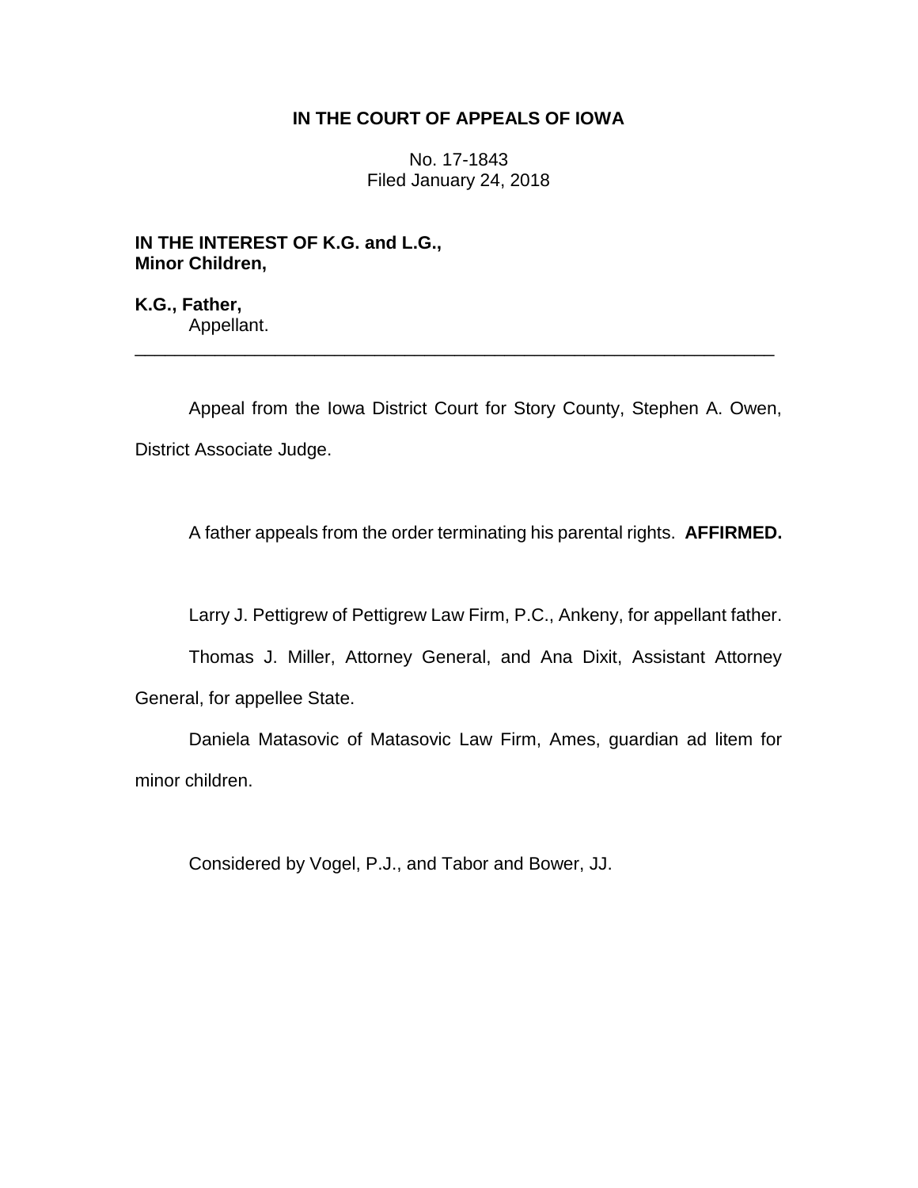# IN THE COURT OF APPEALS OF IOWA

No. 17-1843
Filed January 24, 2018

**IN THE INTEREST OF K.G. and L.G., Minor Children,**

**K.G., Father,**
Appellant.

---

Appeal from the Iowa District Court for Story County, Stephen A. Owen, District Associate Judge.

A father appeals from the order terminating his parental rights. **AFFIRMED.**

Larry J. Pettigrew of Pettigrew Law Firm, P.C., Ankeny, for appellant father.

Thomas J. Miller, Attorney General, and Ana Dixit, Assistant Attorney General, for appellee State.

Daniela Matasovic of Matasovic Law Firm, Ames, guardian ad litem for minor children.

Considered by Vogel, P.J., and Tabor and Bower, JJ.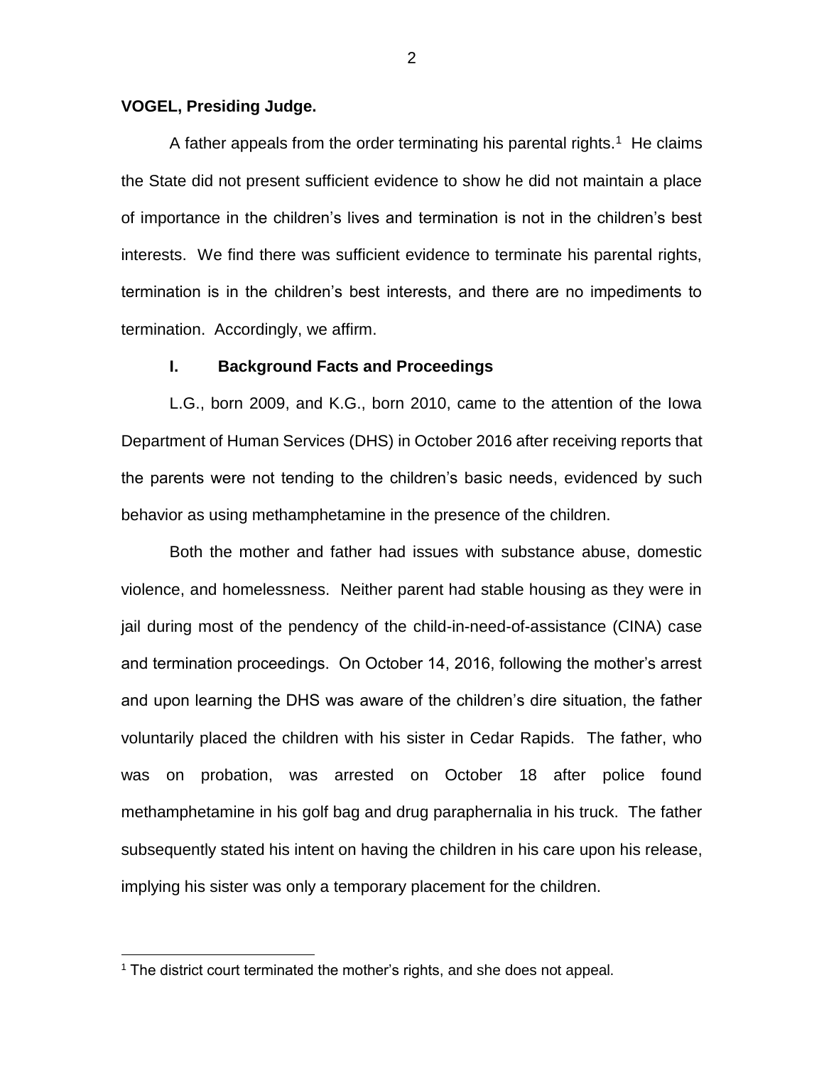**VOGEL, Presiding Judge.**

A father appeals from the order terminating his parental rights.[1] He claims the State did not present sufficient evidence to show he did not maintain a place of importance in the children's lives and termination is not in the children's best interests. We find there was sufficient evidence to terminate his parental rights, termination is in the children's best interests, and there are no impediments to termination. Accordingly, we affirm.

## I. Background Facts and Proceedings

L.G., born 2009, and K.G., born 2010, came to the attention of the Iowa Department of Human Services (DHS) in October 2016 after receiving reports that the parents were not tending to the children's basic needs, evidenced by such behavior as using methamphetamine in the presence of the children.

Both the mother and father had issues with substance abuse, domestic violence, and homelessness. Neither parent had stable housing as they were in jail during most of the pendency of the child-in-need-of-assistance (CINA) case and termination proceedings. On October 14, 2016, following the mother's arrest and upon learning the DHS was aware of the children's dire situation, the father voluntarily placed the children with his sister in Cedar Rapids. The father, who was on probation, was arrested on October 18 after police found methamphetamine in his golf bag and drug paraphernalia in his truck. The father subsequently stated his intent on having the children in his care upon his release, implying his sister was only a temporary placement for the children.

[1] The district court terminated the mother's rights, and she does not appeal.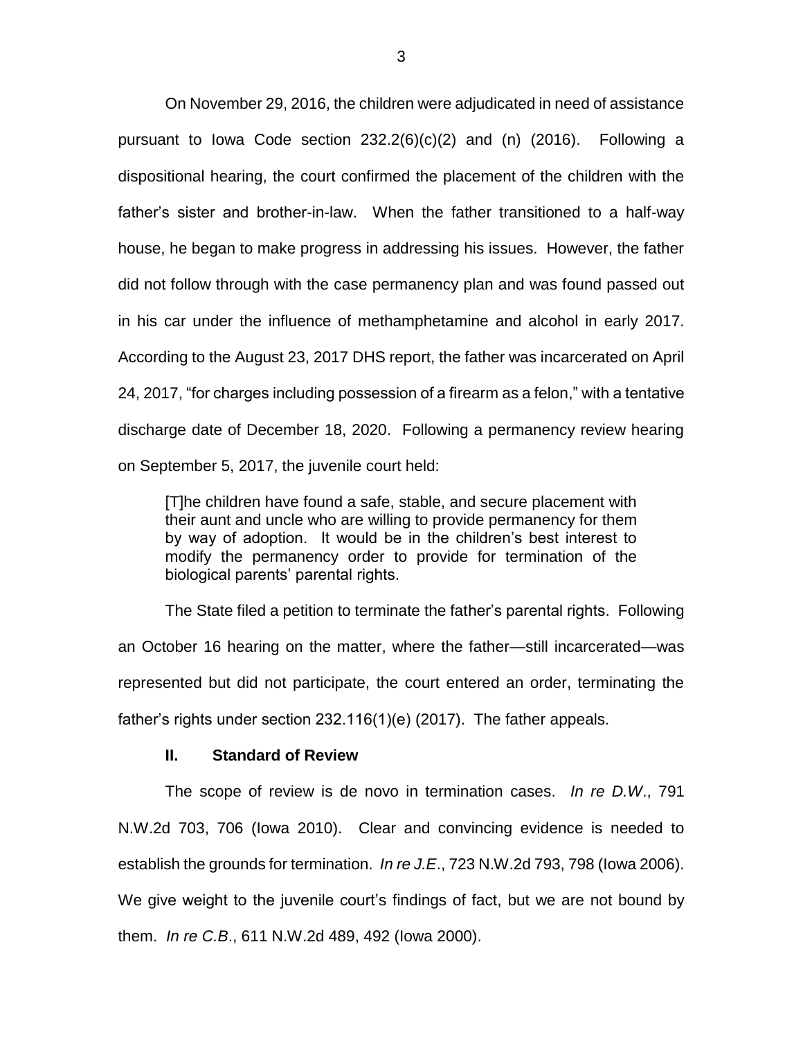On November 29, 2016, the children were adjudicated in need of assistance pursuant to Iowa Code section 232.2(6)(c)(2) and (n) (2016). Following a dispositional hearing, the court confirmed the placement of the children with the father's sister and brother-in-law. When the father transitioned to a half-way house, he began to make progress in addressing his issues. However, the father did not follow through with the case permanency plan and was found passed out in his car under the influence of methamphetamine and alcohol in early 2017. According to the August 23, 2017 DHS report, the father was incarcerated on April 24, 2017, "for charges including possession of a firearm as a felon," with a tentative discharge date of December 18, 2020. Following a permanency review hearing on September 5, 2017, the juvenile court held:

> [T]he children have found a safe, stable, and secure placement with their aunt and uncle who are willing to provide permanency for them by way of adoption. It would be in the children's best interest to modify the permanency order to provide for termination of the biological parents' parental rights.

The State filed a petition to terminate the father's parental rights. Following an October 16 hearing on the matter, where the father—still incarcerated—was represented but did not participate, the court entered an order, terminating the father's rights under section 232.116(1)(e) (2017). The father appeals.

## II. Standard of Review

The scope of review is de novo in termination cases. *In re D.W*., 791 N.W.2d 703, 706 (Iowa 2010). Clear and convincing evidence is needed to establish the grounds for termination. *In re J.E*., 723 N.W.2d 793, 798 (Iowa 2006). We give weight to the juvenile court's findings of fact, but we are not bound by them. *In re C.B*., 611 N.W.2d 489, 492 (Iowa 2000).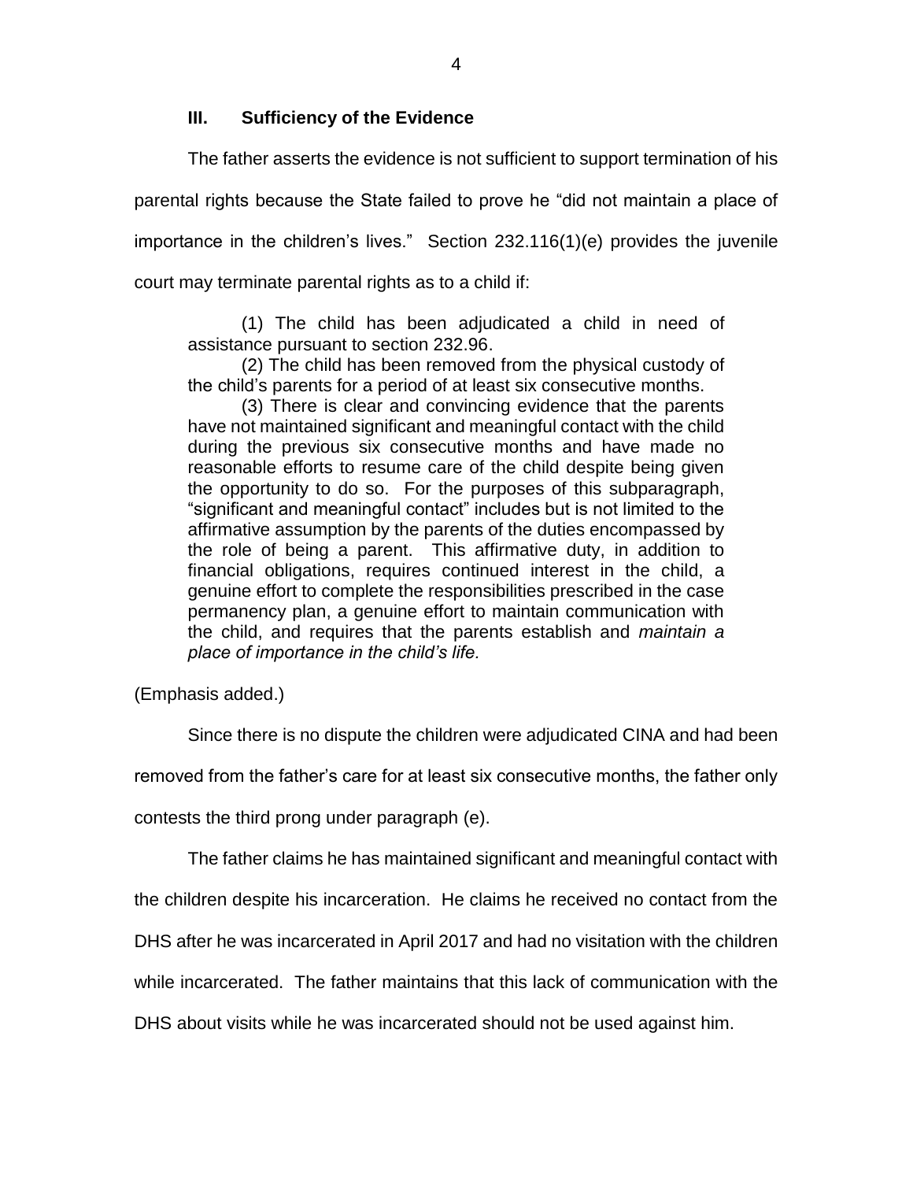## III. Sufficiency of the Evidence

The father asserts the evidence is not sufficient to support termination of his parental rights because the State failed to prove he "did not maintain a place of importance in the children's lives." Section 232.116(1)(e) provides the juvenile court may terminate parental rights as to a child if:

> (1) The child has been adjudicated a child in need of assistance pursuant to section 232.96.
>
> (2) The child has been removed from the physical custody of the child's parents for a period of at least six consecutive months.
>
> (3) There is clear and convincing evidence that the parents have not maintained significant and meaningful contact with the child during the previous six consecutive months and have made no reasonable efforts to resume care of the child despite being given the opportunity to do so. For the purposes of this subparagraph, "significant and meaningful contact" includes but is not limited to the affirmative assumption by the parents of the duties encompassed by the role of being a parent. This affirmative duty, in addition to financial obligations, requires continued interest in the child, a genuine effort to complete the responsibilities prescribed in the case permanency plan, a genuine effort to maintain communication with the child, and requires that the parents establish and *maintain a place of importance in the child's life.*

(Emphasis added.)

Since there is no dispute the children were adjudicated CINA and had been removed from the father's care for at least six consecutive months, the father only contests the third prong under paragraph (e).

The father claims he has maintained significant and meaningful contact with the children despite his incarceration. He claims he received no contact from the DHS after he was incarcerated in April 2017 and had no visitation with the children while incarcerated. The father maintains that this lack of communication with the DHS about visits while he was incarcerated should not be used against him.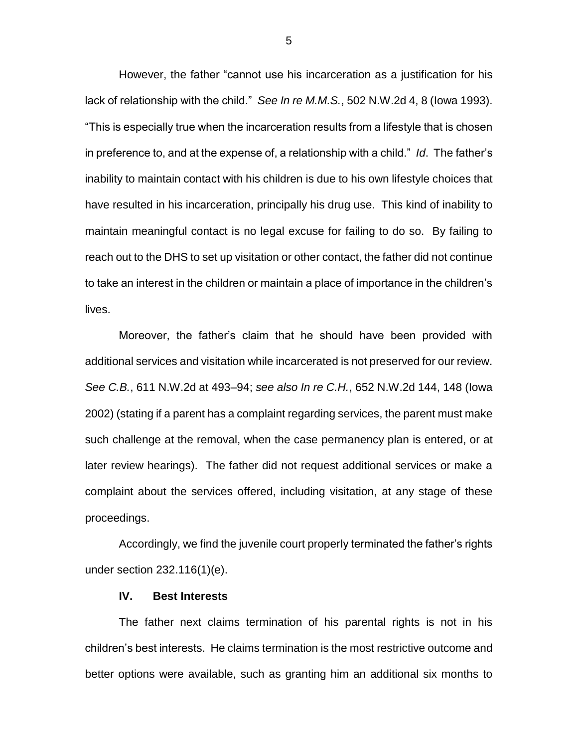However, the father "cannot use his incarceration as a justification for his lack of relationship with the child." *See In re M.M.S.*, 502 N.W.2d 4, 8 (Iowa 1993). "This is especially true when the incarceration results from a lifestyle that is chosen in preference to, and at the expense of, a relationship with a child." *Id*. The father's inability to maintain contact with his children is due to his own lifestyle choices that have resulted in his incarceration, principally his drug use. This kind of inability to maintain meaningful contact is no legal excuse for failing to do so. By failing to reach out to the DHS to set up visitation or other contact, the father did not continue to take an interest in the children or maintain a place of importance in the children's lives.

Moreover, the father's claim that he should have been provided with additional services and visitation while incarcerated is not preserved for our review. *See C.B.*, 611 N.W.2d at 493–94; *see also In re C.H.*, 652 N.W.2d 144, 148 (Iowa 2002) (stating if a parent has a complaint regarding services, the parent must make such challenge at the removal, when the case permanency plan is entered, or at later review hearings). The father did not request additional services or make a complaint about the services offered, including visitation, at any stage of these proceedings.

Accordingly, we find the juvenile court properly terminated the father's rights under section 232.116(1)(e).

## IV. Best Interests

The father next claims termination of his parental rights is not in his children's best interests. He claims termination is the most restrictive outcome and better options were available, such as granting him an additional six months to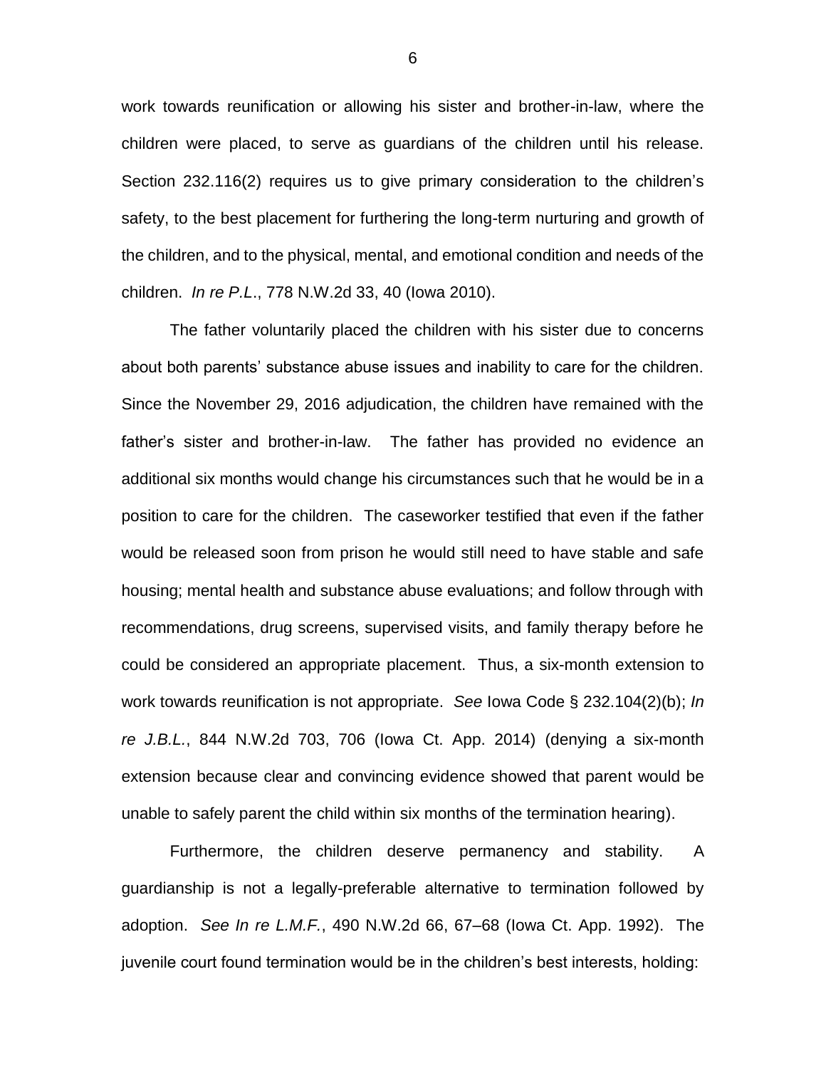work towards reunification or allowing his sister and brother-in-law, where the children were placed, to serve as guardians of the children until his release. Section 232.116(2) requires us to give primary consideration to the children's safety, to the best placement for furthering the long-term nurturing and growth of the children, and to the physical, mental, and emotional condition and needs of the children. *In re P.L*., 778 N.W.2d 33, 40 (Iowa 2010).

The father voluntarily placed the children with his sister due to concerns about both parents' substance abuse issues and inability to care for the children. Since the November 29, 2016 adjudication, the children have remained with the father's sister and brother-in-law. The father has provided no evidence an additional six months would change his circumstances such that he would be in a position to care for the children. The caseworker testified that even if the father would be released soon from prison he would still need to have stable and safe housing; mental health and substance abuse evaluations; and follow through with recommendations, drug screens, supervised visits, and family therapy before he could be considered an appropriate placement. Thus, a six-month extension to work towards reunification is not appropriate. *See* Iowa Code § 232.104(2)(b); *In re J.B.L.*, 844 N.W.2d 703, 706 (Iowa Ct. App. 2014) (denying a six-month extension because clear and convincing evidence showed that parent would be unable to safely parent the child within six months of the termination hearing).

Furthermore, the children deserve permanency and stability. A guardianship is not a legally-preferable alternative to termination followed by adoption. *See In re L.M.F.*, 490 N.W.2d 66, 67–68 (Iowa Ct. App. 1992). The juvenile court found termination would be in the children's best interests, holding: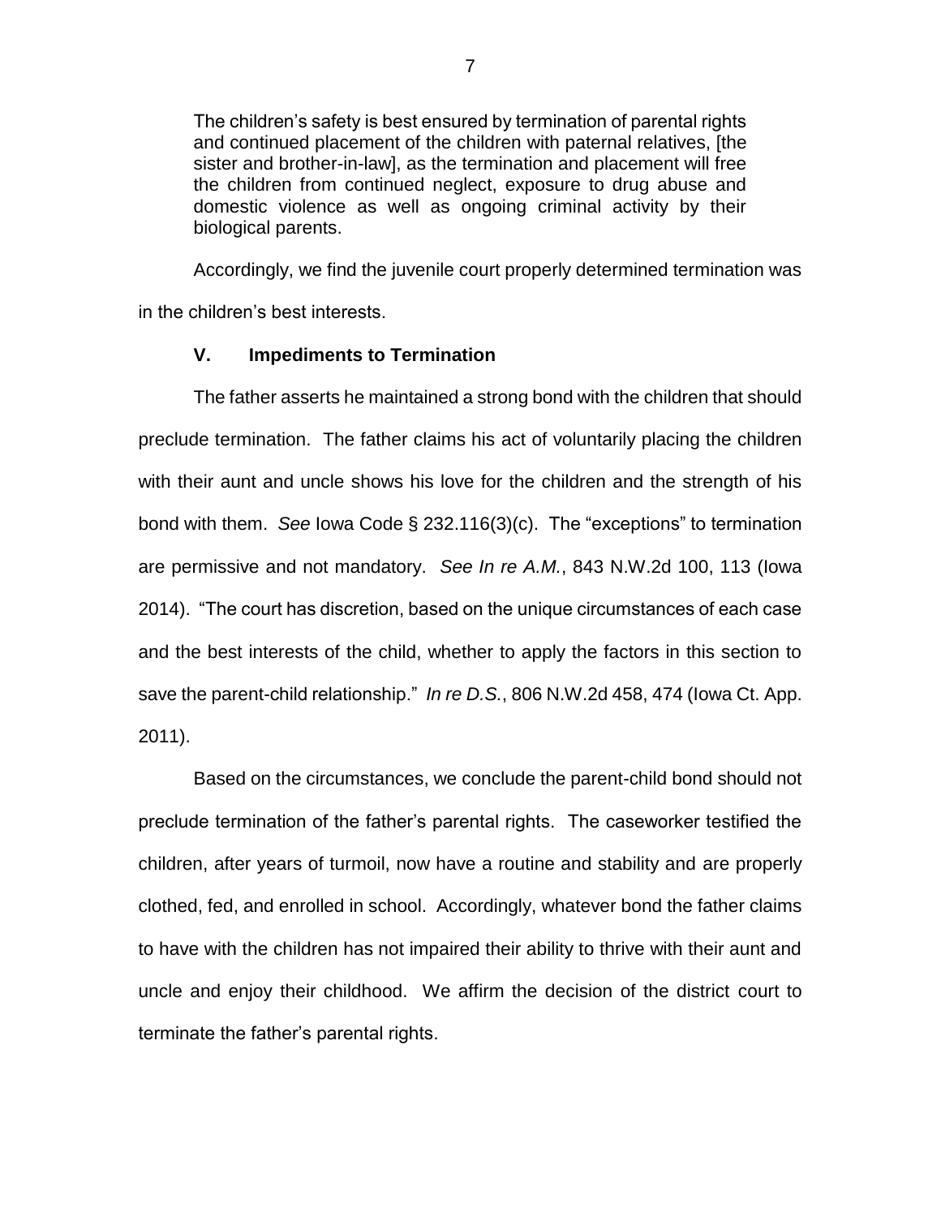> The children's safety is best ensured by termination of parental rights and continued placement of the children with paternal relatives, [the sister and brother-in-law], as the termination and placement will free the children from continued neglect, exposure to drug abuse and domestic violence as well as ongoing criminal activity by their biological parents.

Accordingly, we find the juvenile court properly determined termination was in the children's best interests.

## V. Impediments to Termination

The father asserts he maintained a strong bond with the children that should preclude termination. The father claims his act of voluntarily placing the children with their aunt and uncle shows his love for the children and the strength of his bond with them. *See* Iowa Code § 232.116(3)(c). The "exceptions" to termination are permissive and not mandatory. *See In re A.M.*, 843 N.W.2d 100, 113 (Iowa 2014). "The court has discretion, based on the unique circumstances of each case and the best interests of the child, whether to apply the factors in this section to save the parent-child relationship." *In re D.S.*, 806 N.W.2d 458, 474 (Iowa Ct. App. 2011).

Based on the circumstances, we conclude the parent-child bond should not preclude termination of the father's parental rights. The caseworker testified the children, after years of turmoil, now have a routine and stability and are properly clothed, fed, and enrolled in school. Accordingly, whatever bond the father claims to have with the children has not impaired their ability to thrive with their aunt and uncle and enjoy their childhood. We affirm the decision of the district court to terminate the father's parental rights.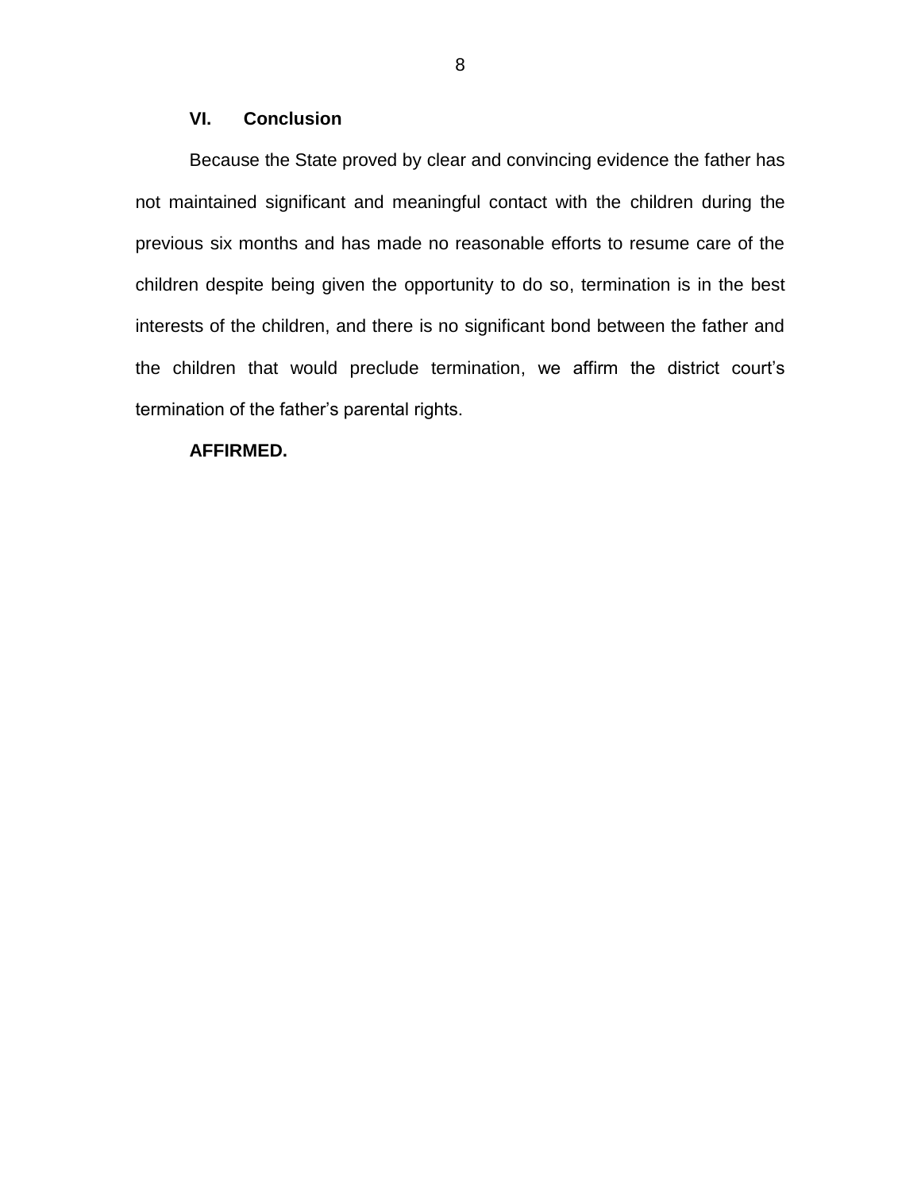## VI. Conclusion

Because the State proved by clear and convincing evidence the father has not maintained significant and meaningful contact with the children during the previous six months and has made no reasonable efforts to resume care of the children despite being given the opportunity to do so, termination is in the best interests of the children, and there is no significant bond between the father and the children that would preclude termination, we affirm the district court's termination of the father's parental rights.

**AFFIRMED.**